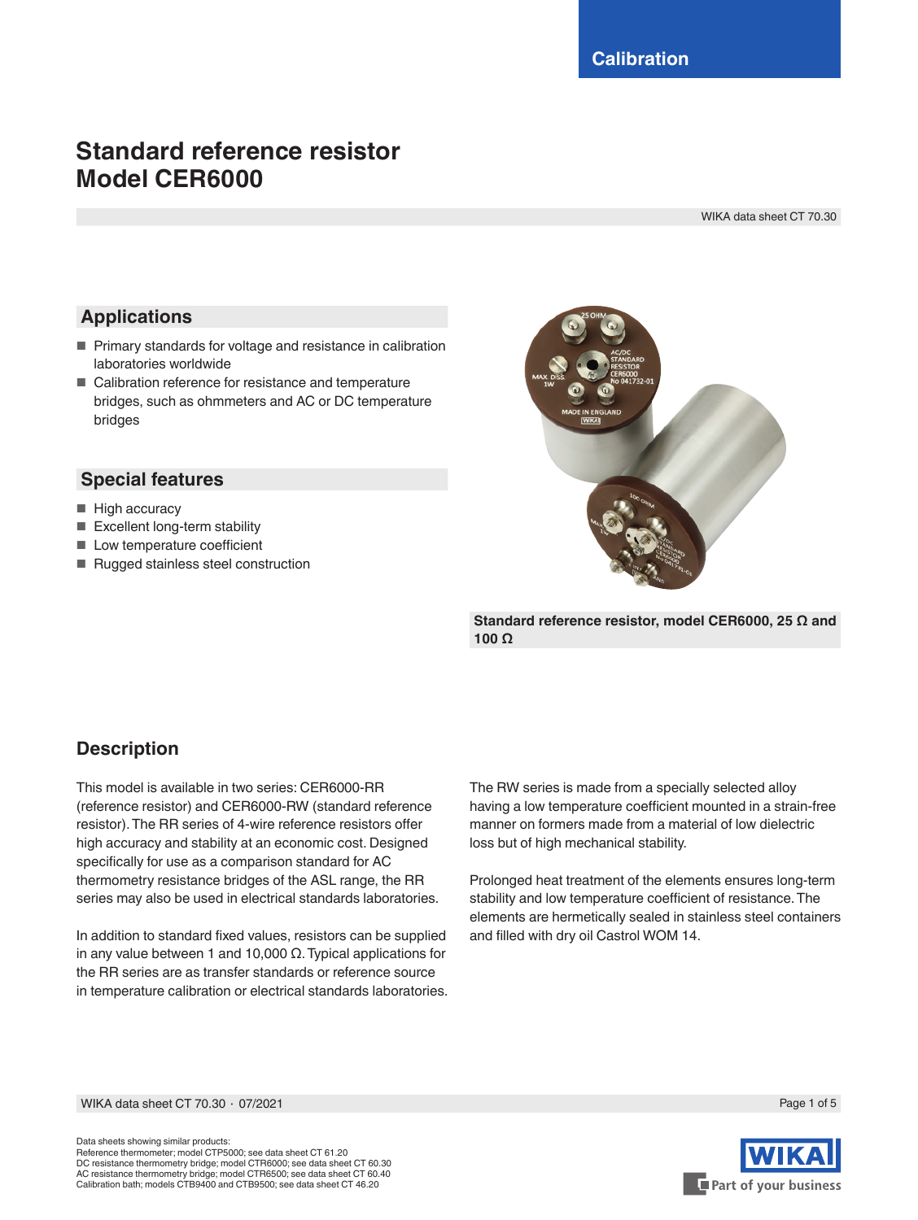Calibration

# Standard reference resistor Model CER6000

WIKA data sheet CT 70.30

## Applications

- Primary standards for voltage and resistance in calibration laboratories worldwide
- Calibration reference for resistance and temperature bridges, such as ohmmeters and AC or DC temperature bridges

## Special features

- High accuracy
- Excellent long-term stability
- Low temperature coefficient
- Rugged stainless steel construction

**Standard reference resistor, model CER6000, 25 Ω and 100 Ω**

## Description

This model is available in two series: CER6000-RR (reference resistor) and CER6000-RW (standard reference resistor). The RR series of 4-wire reference resistors offer high accuracy and stability at an economic cost. Designed specifically for use as a comparison standard for AC thermometry resistance bridges of the ASL range, the RR series may also be used in electrical standards laboratories.

In addition to standard fixed values, resistors can be supplied in any value between 1 and 10,000 Ω. Typical applications for the RR series are as transfer standards or reference source in temperature calibration or electrical standards laboratories.

The RW series is made from a specially selected alloy having a low temperature coefficient mounted in a strain-free manner on formers made from a material of low dielectric loss but of high mechanical stability.

Prolonged heat treatment of the elements ensures long-term stability and low temperature coefficient of resistance. The elements are hermetically sealed in stainless steel containers and filled with dry oil Castrol WOM 14.

Data sheets showing similar products:
Reference thermometer; model CTP5000; see data sheet CT 61.20
DC resistance thermometry bridge; model CTR6000; see data sheet CT 60.30
AC resistance thermometry bridge; model CTR6500; see data sheet CT 60.40
Calibration bath; models CTB9400 and CTB9500; see data sheet CT 46.20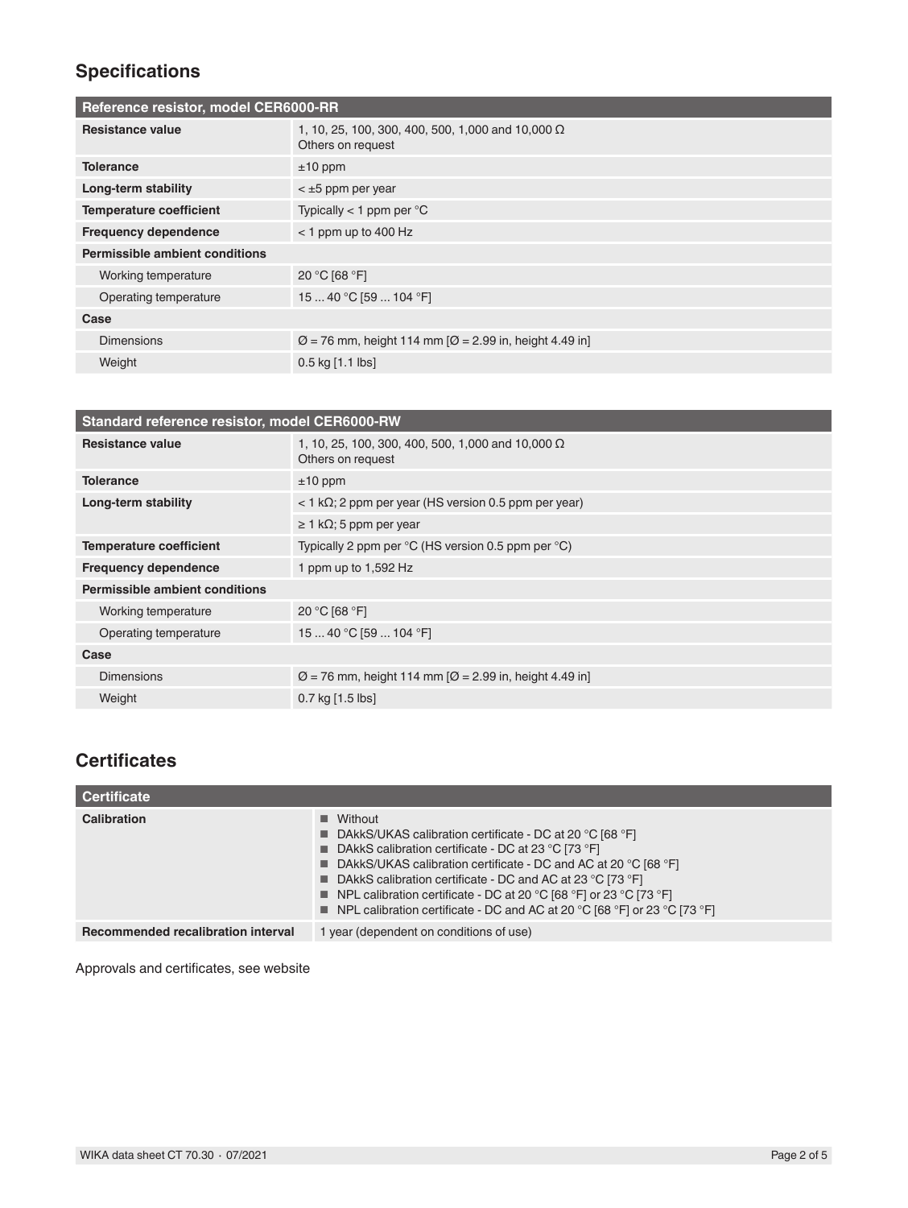## Specifications

| Reference resistor, model CER6000-RR | |
|---|---|
| **Resistance value** | 1, 10, 25, 100, 300, 400, 500, 1,000 and 10,000 Ω<br>Others on request |
| **Tolerance** | ±10 ppm |
| **Long-term stability** | < ±5 ppm per year |
| **Temperature coefficient** | Typically < 1 ppm per °C |
| **Frequency dependence** | < 1 ppm up to 400 Hz |
| **Permissible ambient conditions** | |
| Working temperature | 20 °C [68 °F] |
| Operating temperature | 15 ... 40 °C [59 ... 104 °F] |
| **Case** | |
| Dimensions | Ø = 76 mm, height 114 mm [Ø = 2.99 in, height 4.49 in] |
| Weight | 0.5 kg [1.1 lbs] |

| Standard reference resistor, model CER6000-RW | |
|---|---|
| **Resistance value** | 1, 10, 25, 100, 300, 400, 500, 1,000 and 10,000 Ω<br>Others on request |
| **Tolerance** | ±10 ppm |
| **Long-term stability** | < 1 kΩ; 2 ppm per year (HS version 0.5 ppm per year) |
| | ≥ 1 kΩ; 5 ppm per year |
| **Temperature coefficient** | Typically 2 ppm per °C (HS version 0.5 ppm per °C) |
| **Frequency dependence** | 1 ppm up to 1,592 Hz |
| **Permissible ambient conditions** | |
| Working temperature | 20 °C [68 °F] |
| Operating temperature | 15 ... 40 °C [59 ... 104 °F] |
| **Case** | |
| Dimensions | Ø = 76 mm, height 114 mm [Ø = 2.99 in, height 4.49 in] |
| Weight | 0.7 kg [1.5 lbs] |

## Certificates

| Certificate | |
|---|---|
| **Calibration** | ■ Without<br>■ DAkkS/UKAS calibration certificate - DC at 20 °C [68 °F]<br>■ DAkkS calibration certificate - DC at 23 °C [73 °F]<br>■ DAkkS/UKAS calibration certificate - DC and AC at 20 °C [68 °F]<br>■ DAkkS calibration certificate - DC and AC at 23 °C [73 °F]<br>■ NPL calibration certificate - DC at 20 °C [68 °F] or 23 °C [73 °F]<br>■ NPL calibration certificate - DC and AC at 20 °C [68 °F] or 23 °C [73 °F] |
| **Recommended recalibration interval** | 1 year (dependent on conditions of use) |

Approvals and certificates, see website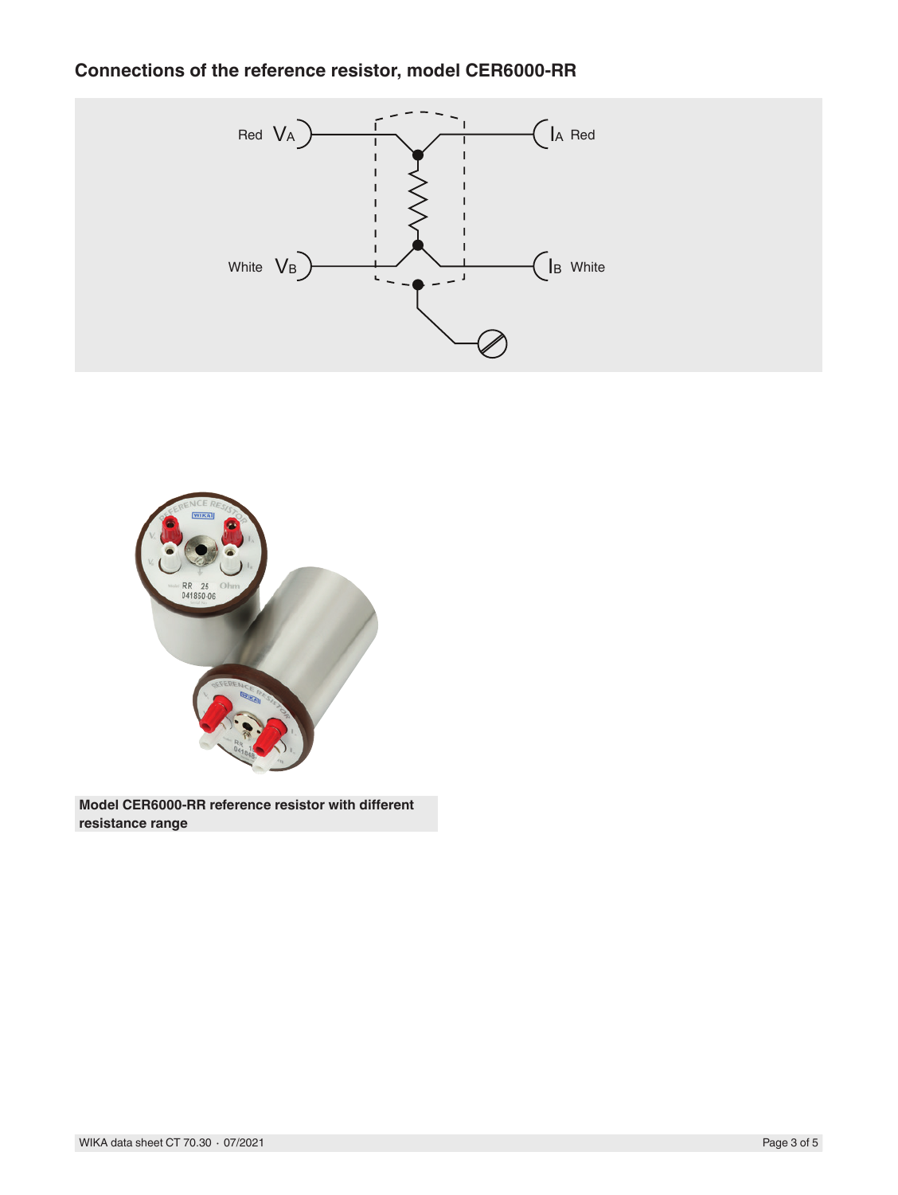## Connections of the reference resistor, model CER6000-RR

Red $V_A$ | $I_A$ Red

White $V_B$ | $I_B$ White

**Model CER6000-RR reference resistor with different resistance range**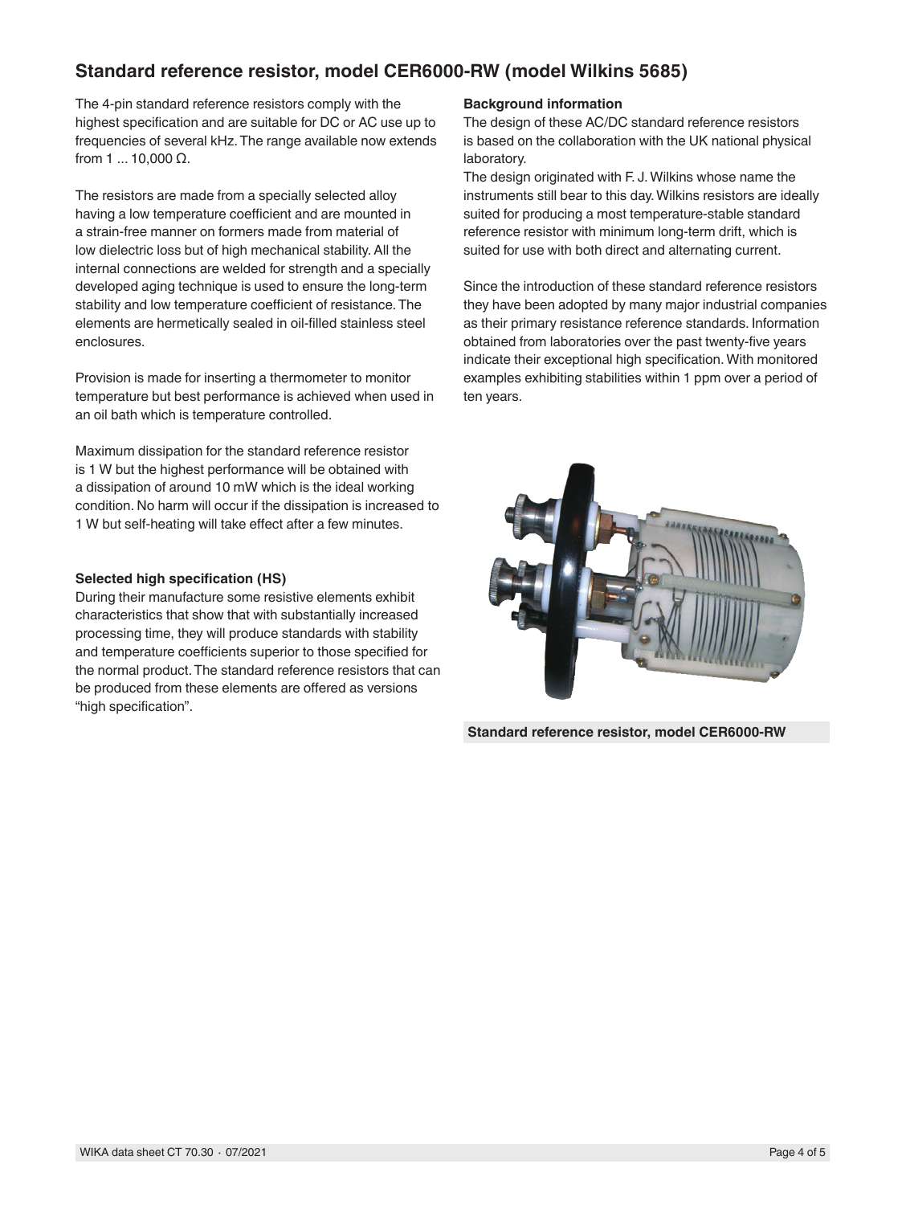## Standard reference resistor, model CER6000-RW (model Wilkins 5685)

The 4-pin standard reference resistors comply with the highest specification and are suitable for DC or AC use up to frequencies of several kHz. The range available now extends from 1 ... 10,000 Ω.

The resistors are made from a specially selected alloy having a low temperature coefficient and are mounted in a strain-free manner on formers made from material of low dielectric loss but of high mechanical stability. All the internal connections are welded for strength and a specially developed aging technique is used to ensure the long-term stability and low temperature coefficient of resistance. The elements are hermetically sealed in oil-filled stainless steel enclosures.

Provision is made for inserting a thermometer to monitor temperature but best performance is achieved when used in an oil bath which is temperature controlled.

Maximum dissipation for the standard reference resistor is 1 W but the highest performance will be obtained with a dissipation of around 10 mW which is the ideal working condition. No harm will occur if the dissipation is increased to 1 W but self-heating will take effect after a few minutes.

**Selected high specification (HS)**

During their manufacture some resistive elements exhibit characteristics that show that with substantially increased processing time, they will produce standards with stability and temperature coefficients superior to those specified for the normal product. The standard reference resistors that can be produced from these elements are offered as versions "high specification".

**Background information**

The design of these AC/DC standard reference resistors is based on the collaboration with the UK national physical laboratory.

The design originated with F. J. Wilkins whose name the instruments still bear to this day. Wilkins resistors are ideally suited for producing a most temperature-stable standard reference resistor with minimum long-term drift, which is suited for use with both direct and alternating current.

Since the introduction of these standard reference resistors they have been adopted by many major industrial companies as their primary resistance reference standards. Information obtained from laboratories over the past twenty-five years indicate their exceptional high specification. With monitored examples exhibiting stabilities within 1 ppm over a period of ten years.

**Standard reference resistor, model CER6000-RW**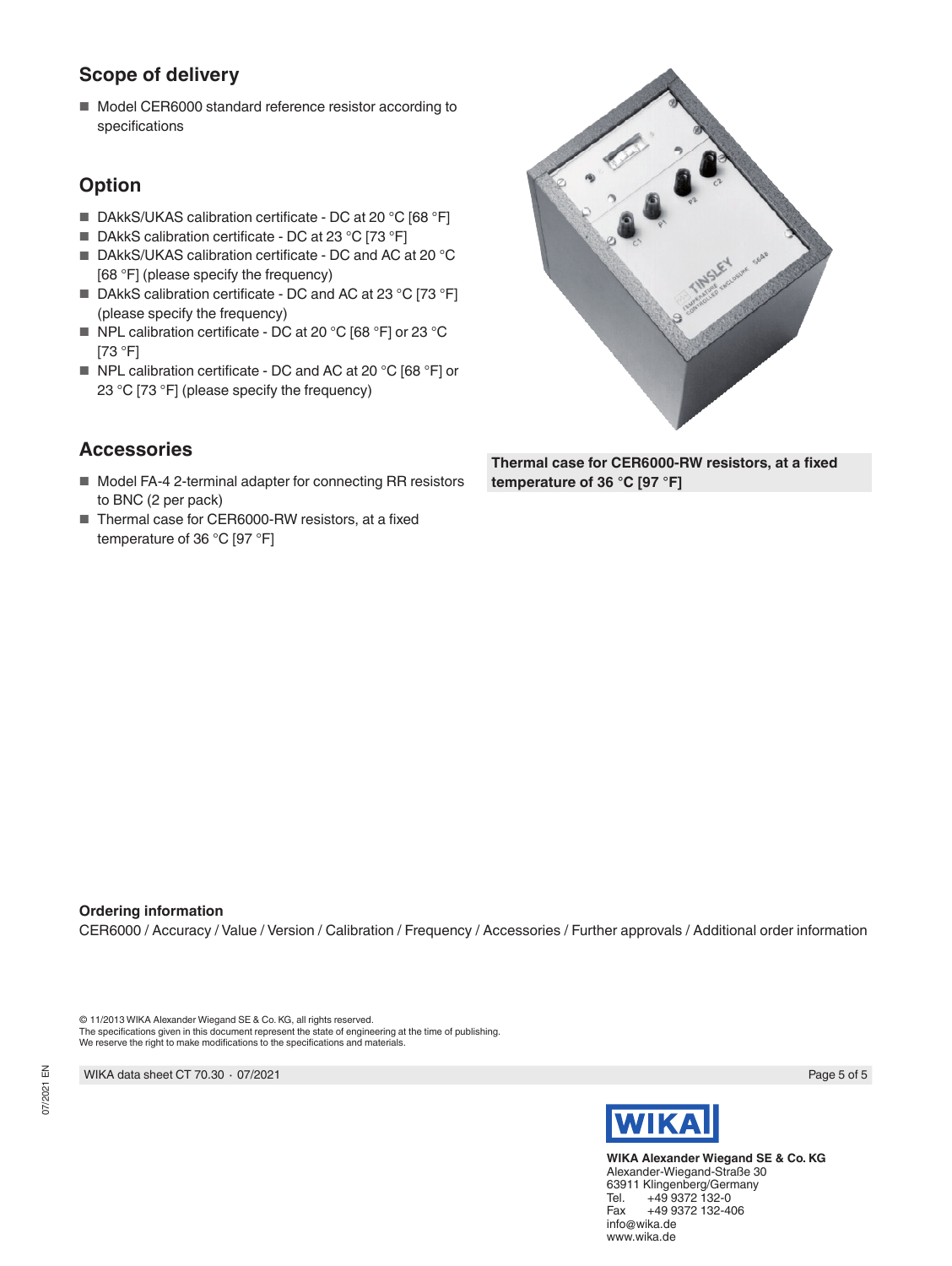## Scope of delivery

- Model CER6000 standard reference resistor according to specifications

## Option

- DAkkS/UKAS calibration certificate - DC at 20 °C [68 °F]
- DAkkS calibration certificate - DC at 23 °C [73 °F]
- DAkkS/UKAS calibration certificate - DC and AC at 20 °C [68 °F] (please specify the frequency)
- DAkkS calibration certificate - DC and AC at 23 °C [73 °F] (please specify the frequency)
- NPL calibration certificate - DC at 20 °C [68 °F] or 23 °C [73 °F]
- NPL calibration certificate - DC and AC at 20 °C [68 °F] or 23 °C [73 °F] (please specify the frequency)

## Accessories

- Model FA-4 2-terminal adapter for connecting RR resistors to BNC (2 per pack)
- Thermal case for CER6000-RW resistors, at a fixed temperature of 36 °C [97 °F]

**Thermal case for CER6000-RW resistors, at a fixed temperature of 36 °C [97 °F]**

**Ordering information**

CER6000 / Accuracy / Value / Version / Calibration / Frequency / Accessories / Further approvals / Additional order information

© 11/2013 WIKA Alexander Wiegand SE & Co. KG, all rights reserved.
The specifications given in this document represent the state of engineering at the time of publishing.
We reserve the right to make modifications to the specifications and materials.

WIKA data sheet CT 70.30 · 07/2021

**WIKA Alexander Wiegand SE & Co. KG**
Alexander-Wiegand-Straße 30
63911 Klingenberg/Germany
Tel. +49 9372 132-0
Fax +49 9372 132-406
info@wika.de
www.wika.de